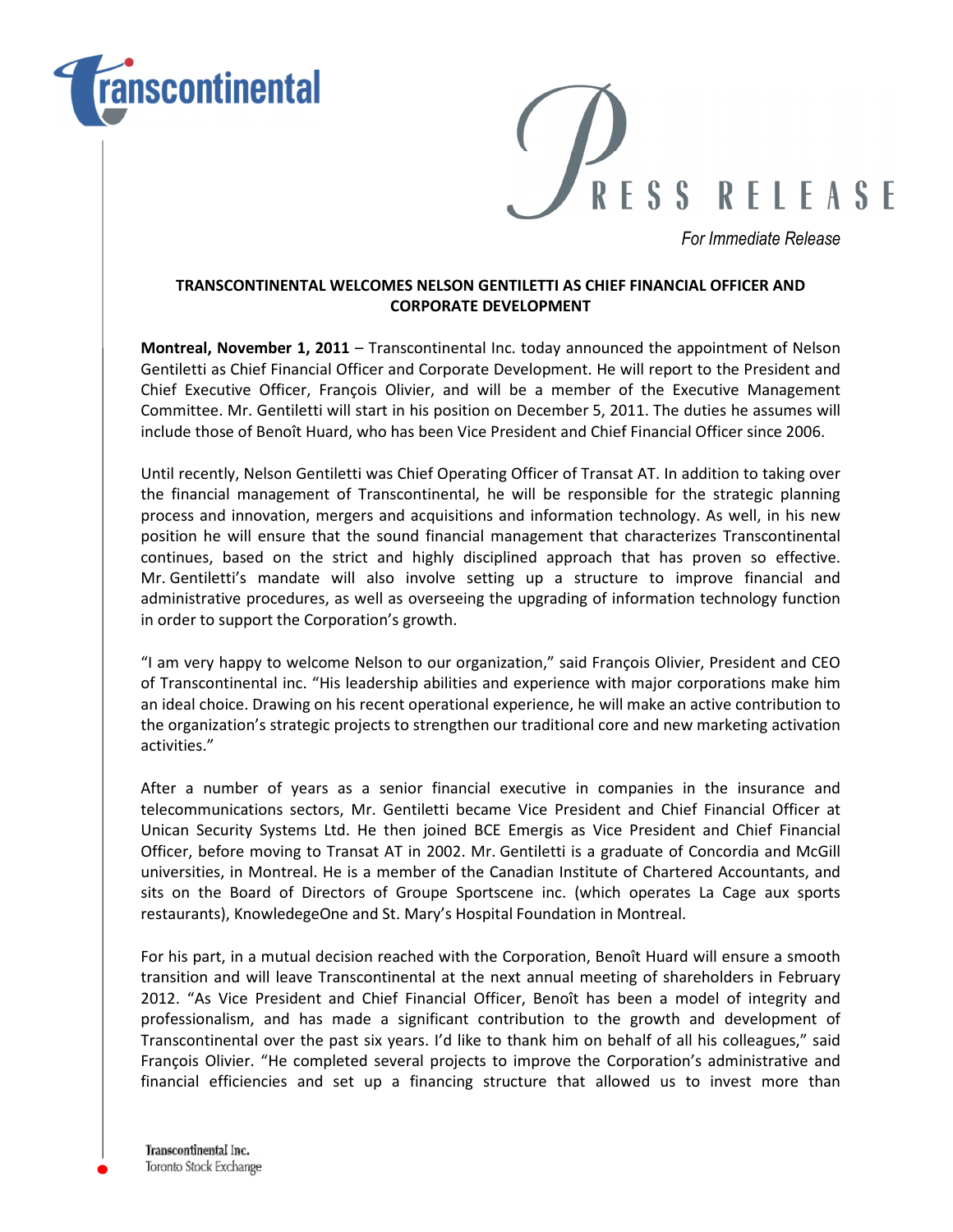PRESS RELEASE

*For Immediate Release*

**TRANSCONTINENTAL WELCOMES NELSON GENTILETTI AS CHIEF FINANCIAL OFFICER AND CORPORATE DEVELOPMENT**

**Montreal, November 1, 2011** – Transcontinental Inc. today announced the appointment of Nelson Gentiletti as Chief Financial Officer and Corporate Development. He will report to the President and Chief Executive Officer, François Olivier, and will be a member of the Executive Management Committee. Mr. Gentiletti will start in his position on December 5, 2011. The duties he assumes will include those of Benoît Huard, who has been Vice President and Chief Financial Officer since 2006.

Until recently, Nelson Gentiletti was Chief Operating Officer of Transat AT. In addition to taking over the financial management of Transcontinental, he will be responsible for the strategic planning process and innovation, mergers and acquisitions and information technology. As well, in his new position he will ensure that the sound financial management that characterizes Transcontinental continues, based on the strict and highly disciplined approach that has proven so effective. Mr. Gentiletti's mandate will also involve setting up a structure to improve financial and administrative procedures, as well as overseeing the upgrading of information technology function in order to support the Corporation's growth.

"I am very happy to welcome Nelson to our organization," said François Olivier, President and CEO of Transcontinental inc. "His leadership abilities and experience with major corporations make him an ideal choice. Drawing on his recent operational experience, he will make an active contribution to the organization's strategic projects to strengthen our traditional core and new marketing activation activities."

After a number of years as a senior financial executive in companies in the insurance and telecommunications sectors, Mr. Gentiletti became Vice President and Chief Financial Officer at Unican Security Systems Ltd. He then joined BCE Emergis as Vice President and Chief Financial Officer, before moving to Transat AT in 2002. Mr. Gentiletti is a graduate of Concordia and McGill universities, in Montreal. He is a member of the Canadian Institute of Chartered Accountants, and sits on the Board of Directors of Groupe Sportscene inc. (which operates La Cage aux sports restaurants), KnowledegeOne and St. Mary's Hospital Foundation in Montreal.

For his part, in a mutual decision reached with the Corporation, Benoît Huard will ensure a smooth transition and will leave Transcontinental at the next annual meeting of shareholders in February 2012. "As Vice President and Chief Financial Officer, Benoît has been a model of integrity and professionalism, and has made a significant contribution to the growth and development of Transcontinental over the past six years. I'd like to thank him on behalf of all his colleagues," said François Olivier. "He completed several projects to improve the Corporation's administrative and financial efficiencies and set up a financing structure that allowed us to invest more than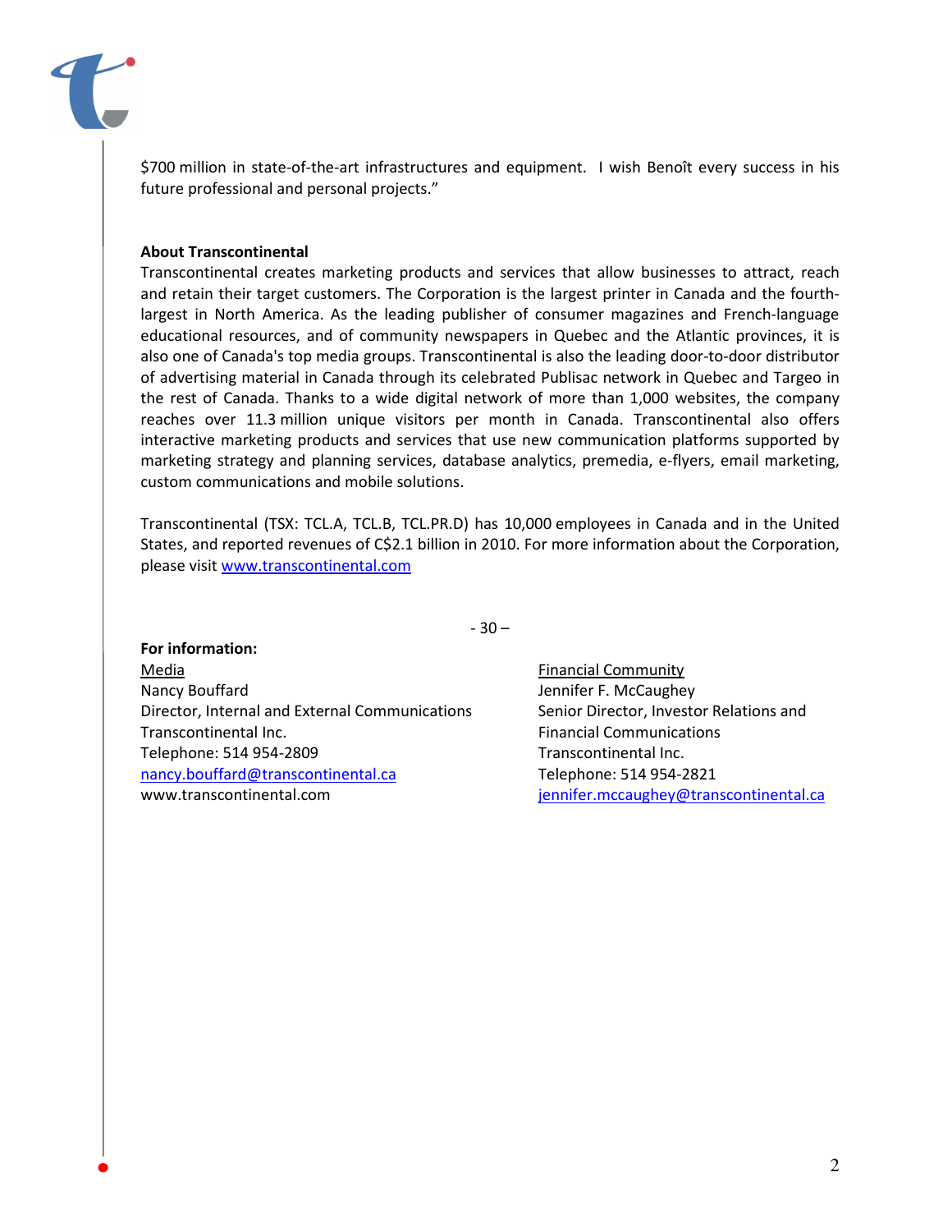$700 million in state-of-the-art infrastructures and equipment. I wish Benoît every success in his future professional and personal projects."

**About Transcontinental**

Transcontinental creates marketing products and services that allow businesses to attract, reach and retain their target customers. The Corporation is the largest printer in Canada and the fourth-largest in North America. As the leading publisher of consumer magazines and French-language educational resources, and of community newspapers in Quebec and the Atlantic provinces, it is also one of Canada's top media groups. Transcontinental is also the leading door-to-door distributor of advertising material in Canada through its celebrated Publisac network in Quebec and Targeo in the rest of Canada. Thanks to a wide digital network of more than 1,000 websites, the company reaches over 11.3 million unique visitors per month in Canada. Transcontinental also offers interactive marketing products and services that use new communication platforms supported by marketing strategy and planning services, database analytics, premedia, e-flyers, email marketing, custom communications and mobile solutions.

Transcontinental (TSX: TCL.A, TCL.B, TCL.PR.D) has 10,000 employees in Canada and in the United States, and reported revenues of C$2.1 billion in 2010. For more information about the Corporation, please visit www.transcontinental.com

\- 30 –

**For information:**

Media
Nancy Bouffard
Director, Internal and External Communications
Transcontinental Inc.
Telephone: 514 954-2809
nancy.bouffard@transcontinental.ca
www.transcontinental.com

Financial Community
Jennifer F. McCaughey
Senior Director, Investor Relations and Financial Communications
Transcontinental Inc.
Telephone: 514 954-2821
jennifer.mccaughey@transcontinental.ca